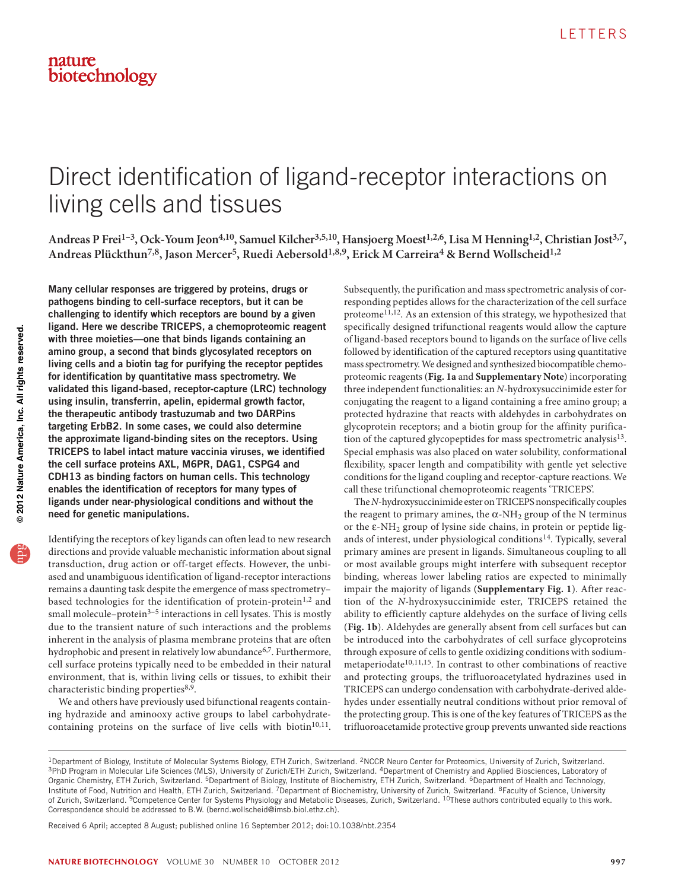# Direct identification of ligand-receptor interactions on living cells and tissues

**Andreas P Frei[1–3], Ock-Youm Jeon[4,10], Samuel Kilcher[3,5,10], Hansjoerg Moest[1,2,6], Lisa M Henning[1,2], Christian Jost[3,7], Andreas Plückthun[7,8], Jason Mercer[5], Ruedi Aebersold[1,8,9], Erick M Carreira[4] & Bernd Wollscheid[1,2]**

**Many cellular responses are triggered by proteins, drugs or pathogens binding to cell-surface receptors, but it can be challenging to identify which receptors are bound by a given ligand. Here we describe TRICEPS, a chemoproteomic reagent with three moieties—one that binds ligands containing an amino group, a second that binds glycosylated receptors on living cells and a biotin tag for purifying the receptor peptides for identification by quantitative mass spectrometry. We validated this ligand-based, receptor-capture (LRC) technology using insulin, transferrin, apelin, epidermal growth factor, the therapeutic antibody trastuzumab and two DARPins targeting ErbB2. In some cases, we could also determine the approximate ligand-binding sites on the receptors. Using TRICEPS to label intact mature vaccinia viruses, we identified the cell surface proteins AXL, M6PR, DAG1, CSPG4 and CDH13 as binding factors on human cells. This technology enables the identification of receptors for many types of ligands under near-physiological conditions and without the need for genetic manipulations.**

Identifying the receptors of key ligands can often lead to new research directions and provide valuable mechanistic information about signal transduction, drug action or off-target effects. However, the unbiased and unambiguous identification of ligand-receptor interactions remains a daunting task despite the emergence of mass spectrometry–based technologies for the identification of protein-protein[1,2] and small molecule–protein[3–5] interactions in cell lysates. This is mostly due to the transient nature of such interactions and the problems inherent in the analysis of plasma membrane proteins that are often hydrophobic and present in relatively low abundance[6,7]. Furthermore, cell surface proteins typically need to be embedded in their natural environment, that is, within living cells or tissues, to exhibit their characteristic binding properties[8,9].

We and others have previously used bifunctional reagents containing hydrazide and aminooxy active groups to label carbohydrate-containing proteins on the surface of live cells with biotin[10,11]. Subsequently, the purification and mass spectrometric analysis of corresponding peptides allows for the characterization of the cell surface proteome[11,12]. As an extension of this strategy, we hypothesized that specifically designed trifunctional reagents would allow the capture of ligand-based receptors bound to ligands on the surface of live cells followed by identification of the captured receptors using quantitative mass spectrometry. We designed and synthesized biocompatible chemoproteomic reagents (**Fig. 1a** and **Supplementary Note**) incorporating three independent functionalities: an *N*-hydroxysuccinimide ester for conjugating the reagent to a ligand containing a free amino group; a protected hydrazine that reacts with aldehydes in carbohydrates on glycoprotein receptors; and a biotin group for the affinity purification of the captured glycopeptides for mass spectrometric analysis[13]. Special emphasis was also placed on water solubility, conformational flexibility, spacer length and compatibility with gentle yet selective conditions for the ligand coupling and receptor-capture reactions. We call these trifunctional chemoproteomic reagents 'TRICEPS'.

The *N*-hydroxysuccinimide ester on TRICEPS nonspecifically couples the reagent to primary amines, the α-$NH_2$ group of the N terminus or the ε-$NH_2$ group of lysine side chains, in protein or peptide ligands of interest, under physiological conditions[14]. Typically, several primary amines are present in ligands. Simultaneous coupling to all or most available groups might interfere with subsequent receptor binding, whereas lower labeling ratios are expected to minimally impair the majority of ligands (**Supplementary Fig. 1**). After reaction of the *N*-hydroxysuccinimide ester, TRICEPS retained the ability to efficiently capture aldehydes on the surface of living cells (**Fig. 1b**). Aldehydes are generally absent from cell surfaces but can be introduced into the carbohydrates of cell surface glycoproteins through exposure of cells to gentle oxidizing conditions with sodium-metaperiodate[10,11,15]. In contrast to other combinations of reactive and protecting groups, the trifluoroacetylated hydrazines used in TRICEPS can undergo condensation with carbohydrate-derived aldehydes under essentially neutral conditions without prior removal of the protecting group. This is one of the key features of TRICEPS as the trifluoroacetamide protective group prevents unwanted side reactions

[1]Department of Biology, Institute of Molecular Systems Biology, ETH Zurich, Switzerland. [2]NCCR Neuro Center for Proteomics, University of Zurich, Switzerland. [3]PhD Program in Molecular Life Sciences (MLS), University of Zurich/ETH Zurich, Switzerland. [4]Department of Chemistry and Applied Biosciences, Laboratory of Organic Chemistry, ETH Zurich, Switzerland. [5]Department of Biology, Institute of Biochemistry, ETH Zurich, Switzerland. [6]Department of Health and Technology, Institute of Food, Nutrition and Health, ETH Zurich, Switzerland. [7]Department of Biochemistry, University of Zurich, Switzerland. [8]Faculty of Science, University of Zurich, Switzerland. [9]Competence Center for Systems Physiology and Metabolic Diseases, Zurich, Switzerland. [10]These authors contributed equally to this work. Correspondence should be addressed to B.W. (bernd.wollscheid@imsb.biol.ethz.ch).

Received 6 April; accepted 8 August; published online 16 September 2012; doi:10.1038/nbt.2354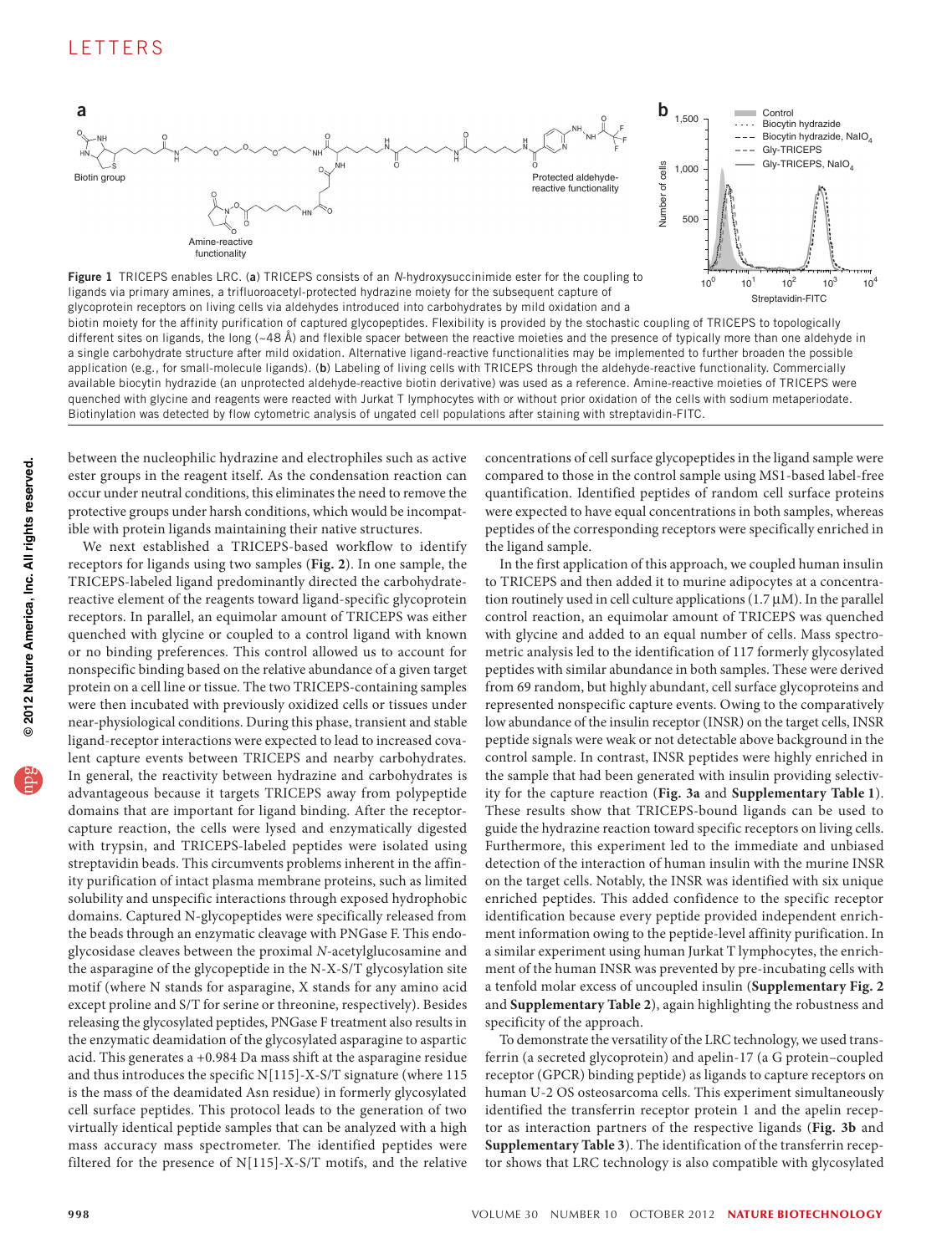Figure 1 TRICEPS enables LRC. (**a**) TRICEPS consists of an *N*-hydroxysuccinimide ester for the coupling to ligands via primary amines, a trifluoroacetyl-protected hydrazine moiety for the subsequent capture of glycoprotein receptors on living cells via aldehydes introduced into carbohydrates by mild oxidation and a biotin moiety for the affinity purification of captured glycopeptides. Flexibility is provided by the stochastic coupling of TRICEPS to topologically different sites on ligands, the long (~48 Å) and flexible spacer between the reactive moieties and the presence of typically more than one aldehyde in a single carbohydrate structure after mild oxidation. Alternative ligand-reactive functionalities may be implemented to further broaden the possible application (e.g., for small-molecule ligands). (**b**) Labeling of living cells with TRICEPS through the aldehyde-reactive functionality. Commercially available biocytin hydrazide (an unprotected aldehyde-reactive biotin derivative) was used as a reference. Amine-reactive moieties of TRICEPS were quenched with glycine and reagents were reacted with Jurkat T lymphocytes with or without prior oxidation of the cells with sodium metaperiodate. Biotinylation was detected by flow cytometric analysis of ungated cell populations after staining with streptavidin-FITC.

between the nucleophilic hydrazine and electrophiles such as active ester groups in the reagent itself. As the condensation reaction can occur under neutral conditions, this eliminates the need to remove the protective groups under harsh conditions, which would be incompatible with protein ligands maintaining their native structures.

We next established a TRICEPS-based workflow to identify receptors for ligands using two samples (**Fig. 2**). In one sample, the TRICEPS-labeled ligand predominantly directed the carbohydrate-reactive element of the reagents toward ligand-specific glycoprotein receptors. In parallel, an equimolar amount of TRICEPS was either quenched with glycine or coupled to a control ligand with known or no binding preferences. This control allowed us to account for nonspecific binding based on the relative abundance of a given target protein on a cell line or tissue. The two TRICEPS-containing samples were then incubated with previously oxidized cells or tissues under near-physiological conditions. During this phase, transient and stable ligand-receptor interactions were expected to lead to increased covalent capture events between TRICEPS and nearby carbohydrates. In general, the reactivity between hydrazine and carbohydrates is advantageous because it targets TRICEPS away from polypeptide domains that are important for ligand binding. After the receptor-capture reaction, the cells were lysed and enzymatically digested with trypsin, and TRICEPS-labeled peptides were isolated using streptavidin beads. This circumvents problems inherent in the affinity purification of intact plasma membrane proteins, such as limited solubility and unspecific interactions through exposed hydrophobic domains. Captured N-glycopeptides were specifically released from the beads through an enzymatic cleavage with PNGase F. This endoglycosidase cleaves between the proximal *N*-acetylglucosamine and the asparagine of the glycopeptide in the N-X-S/T glycosylation site motif (where N stands for asparagine, X stands for any amino acid except proline and S/T for serine or threonine, respectively). Besides releasing the glycosylated peptides, PNGase F treatment also results in the enzymatic deamidation of the glycosylated asparagine to aspartic acid. This generates a +0.984 Da mass shift at the asparagine residue and thus introduces the specific N[115]-X-S/T signature (where 115 is the mass of the deamidated Asn residue) in formerly glycosylated cell surface peptides. This protocol leads to the generation of two virtually identical peptide samples that can be analyzed with a high mass accuracy mass spectrometer. The identified peptides were filtered for the presence of N[115]-X-S/T motifs, and the relative concentrations of cell surface glycopeptides in the ligand sample were compared to those in the control sample using MS1-based label-free quantification. Identified peptides of random cell surface proteins were expected to have equal concentrations in both samples, whereas peptides of the corresponding receptors were specifically enriched in the ligand sample.

In the first application of this approach, we coupled human insulin to TRICEPS and then added it to murine adipocytes at a concentration routinely used in cell culture applications (1.7 μM). In the parallel control reaction, an equimolar amount of TRICEPS was quenched with glycine and added to an equal number of cells. Mass spectrometric analysis led to the identification of 117 formerly glycosylated peptides with similar abundance in both samples. These were derived from 69 random, but highly abundant, cell surface glycoproteins and represented nonspecific capture events. Owing to the comparatively low abundance of the insulin receptor (INSR) on the target cells, INSR peptide signals were weak or not detectable above background in the control sample. In contrast, INSR peptides were highly enriched in the sample that had been generated with insulin providing selectivity for the capture reaction (**Fig. 3a** and **Supplementary Table 1**). These results show that TRICEPS-bound ligands can be used to guide the hydrazine reaction toward specific receptors on living cells. Furthermore, this experiment led to the immediate and unbiased detection of the interaction of human insulin with the murine INSR on the target cells. Notably, the INSR was identified with six unique enriched peptides. This added confidence to the specific receptor identification because every peptide provided independent enrichment information owing to the peptide-level affinity purification. In a similar experiment using human Jurkat T lymphocytes, the enrichment of the human INSR was prevented by pre-incubating cells with a tenfold molar excess of uncoupled insulin (**Supplementary Fig. 2** and **Supplementary Table 2**), again highlighting the robustness and specificity of the approach.

To demonstrate the versatility of the LRC technology, we used transferrin (a secreted glycoprotein) and apelin-17 (a G protein–coupled receptor (GPCR) binding peptide) as ligands to capture receptors on human U-2 OS osteosarcoma cells. This experiment simultaneously identified the transferrin receptor protein 1 and the apelin receptor as interaction partners of the respective ligands (**Fig. 3b** and **Supplementary Table 3**). The identification of the transferrin receptor shows that LRC technology is also compatible with glycosylated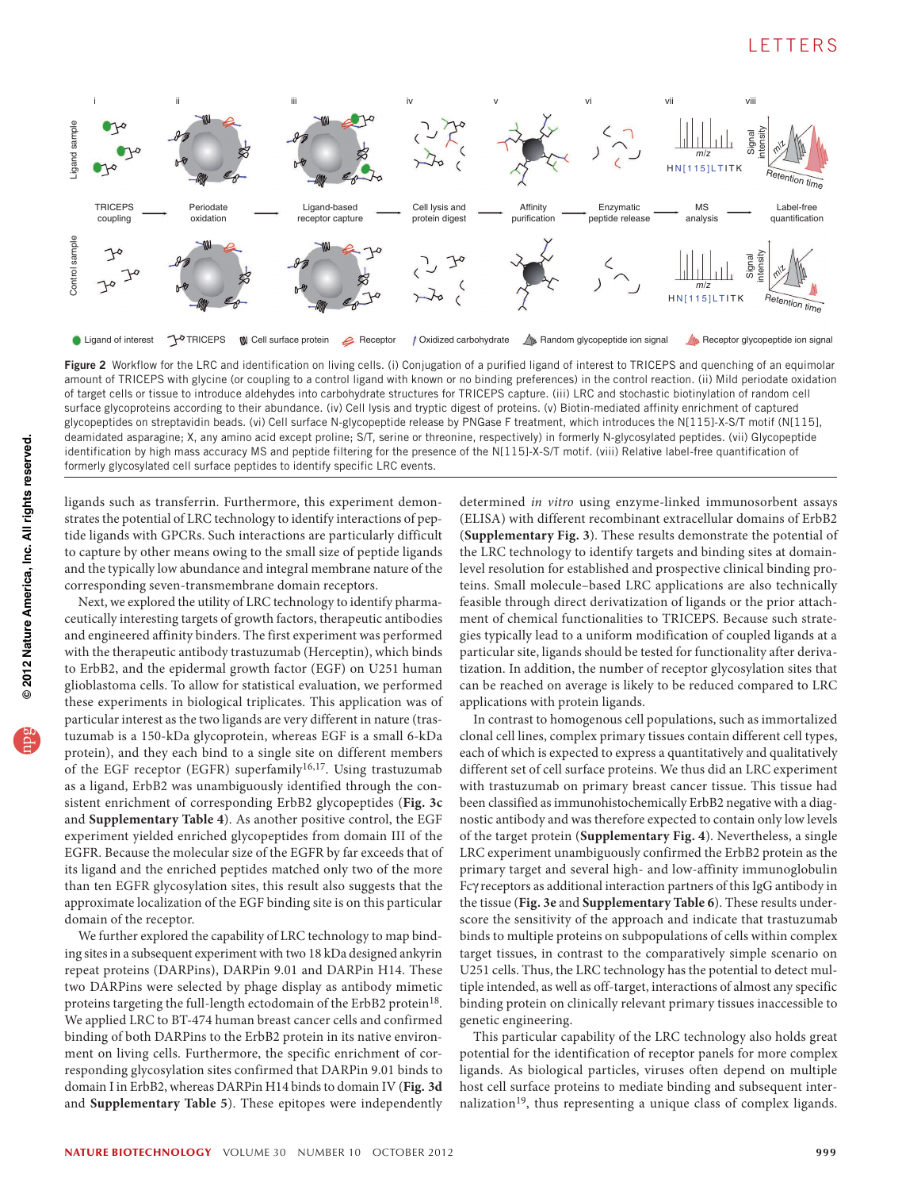Figure 2 Workflow for the LRC and identification on living cells. (i) Conjugation of a purified ligand of interest to TRICEPS and quenching of an equimolar amount of TRICEPS with glycine (or coupling to a control ligand with known or no binding preferences) in the control reaction. (ii) Mild periodate oxidation of target cells or tissue to introduce aldehydes into carbohydrate structures for TRICEPS capture. (iii) LRC and stochastic biotinylation of random cell surface glycoproteins according to their abundance. (iv) Cell lysis and tryptic digest of proteins. (v) Biotin-mediated affinity enrichment of captured glycopeptides on streptavidin beads. (vi) Cell surface N-glycopeptide release by PNGase F treatment, which introduces the N[115]-X-S/T motif (N[115], deamidated asparagine; X, any amino acid except proline; S/T, serine or threonine, respectively) in formerly N-glycosylated peptides. (vii) Glycopeptide identification by high mass accuracy MS and peptide filtering for the presence of the N[115]-X-S/T motif. (viii) Relative label-free quantification of formerly glycosylated cell surface peptides to identify specific LRC events.

ligands such as transferrin. Furthermore, this experiment demonstrates the potential of LRC technology to identify interactions of peptide ligands with GPCRs. Such interactions are particularly difficult to capture by other means owing to the small size of peptide ligands and the typically low abundance and integral membrane nature of the corresponding seven-transmembrane domain receptors.

Next, we explored the utility of LRC technology to identify pharmaceutically interesting targets of growth factors, therapeutic antibodies and engineered affinity binders. The first experiment was performed with the therapeutic antibody trastuzumab (Herceptin), which binds to ErbB2, and the epidermal growth factor (EGF) on U251 human glioblastoma cells. To allow for statistical evaluation, we performed these experiments in biological triplicates. This application was of particular interest as the two ligands are very different in nature (trastuzumab is a 150-kDa glycoprotein, whereas EGF is a small 6-kDa protein), and they each bind to a single site on different members of the EGF receptor (EGFR) superfamily[16,17]. Using trastuzumab as a ligand, ErbB2 was unambiguously identified through the consistent enrichment of corresponding ErbB2 glycopeptides (**Fig. 3c** and **Supplementary Table 4**). As another positive control, the EGF experiment yielded enriched glycopeptides from domain III of the EGFR. Because the molecular size of the EGFR by far exceeds that of its ligand and the enriched peptides matched only two of the more than ten EGFR glycosylation sites, this result also suggests that the approximate localization of the EGF binding site is on this particular domain of the receptor.

We further explored the capability of LRC technology to map binding sites in a subsequent experiment with two 18 kDa designed ankyrin repeat proteins (DARPins), DARPin 9.01 and DARPin H14. These two DARPins were selected by phage display as antibody mimetic proteins targeting the full-length ectodomain of the ErbB2 protein[18]. We applied LRC to BT-474 human breast cancer cells and confirmed binding of both DARPins to the ErbB2 protein in its native environment on living cells. Furthermore, the specific enrichment of corresponding glycosylation sites confirmed that DARPin 9.01 binds to domain I in ErbB2, whereas DARPin H14 binds to domain IV (**Fig. 3d** and **Supplementary Table 5**). These epitopes were independently determined *in vitro* using enzyme-linked immunosorbent assays (ELISA) with different recombinant extracellular domains of ErbB2 (**Supplementary Fig. 3**). These results demonstrate the potential of the LRC technology to identify targets and binding sites at domain-level resolution for established and prospective clinical binding proteins. Small molecule–based LRC applications are also technically feasible through direct derivatization of ligands or the prior attachment of chemical functionalities to TRICEPS. Because such strategies typically lead to a uniform modification of coupled ligands at a particular site, ligands should be tested for functionality after derivatization. In addition, the number of receptor glycosylation sites that can be reached on average is likely to be reduced compared to LRC applications with protein ligands.

In contrast to homogenous cell populations, such as immortalized clonal cell lines, complex primary tissues contain different cell types, each of which is expected to express a quantitatively and qualitatively different set of cell surface proteins. We thus did an LRC experiment with trastuzumab on primary breast cancer tissue. This tissue had been classified as immunohistochemically ErbB2 negative with a diagnostic antibody and was therefore expected to contain only low levels of the target protein (**Supplementary Fig. 4**). Nevertheless, a single LRC experiment unambiguously confirmed the ErbB2 protein as the primary target and several high- and low-affinity immunoglobulin Fcγ receptors as additional interaction partners of this IgG antibody in the tissue (**Fig. 3e** and **Supplementary Table 6**). These results underscore the sensitivity of the approach and indicate that trastuzumab binds to multiple proteins on subpopulations of cells within complex target tissues, in contrast to the comparatively simple scenario on U251 cells. Thus, the LRC technology has the potential to detect multiple intended, as well as off-target, interactions of almost any specific binding protein on clinically relevant primary tissues inaccessible to genetic engineering.

This particular capability of the LRC technology also holds great potential for the identification of receptor panels for more complex ligands. As biological particles, viruses often depend on multiple host cell surface proteins to mediate binding and subsequent internalization[19], thus representing a unique class of complex ligands.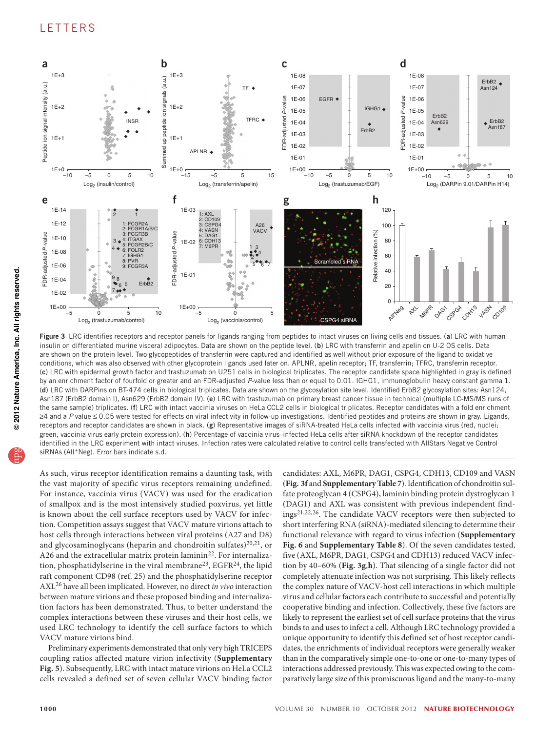**Figure 3** LRC identifies receptors and receptor panels for ligands ranging from peptides to intact viruses on living cells and tissues. (**a**) LRC with human insulin on differentiated murine visceral adipocytes. Data are shown on the peptide level. (**b**) LRC with transferrin and apelin on U-2 OS cells. Data are shown on the protein level. Two glycopeptides of transferrin were captured and identified as well without prior exposure of the ligand to oxidative conditions, which was also observed with other glycoprotein ligands used later on. APLNR, apelin receptor; TF, transferrin; TFRC, transferrin receptor. (**c**) LRC with epidermal growth factor and trastuzumab on U251 cells in biological triplicates. The receptor candidate space highlighted in gray is defined by an enrichment factor of fourfold or greater and an FDR-adjusted *P*-value less than or equal to 0.01. IGHG1, immunoglobulin heavy constant gamma 1. (**d**) LRC with DARPins on BT-474 cells in biological triplicates. Data are shown on the glycosylation site level. Identified ErbB2 glycosylation sites: Asn124, Asn187 (ErbB2 domain I), Asn629 (ErbB2 domain IV). (**e**) LRC with trastuzumab on primary breast cancer tissue in technical (multiple LC-MS/MS runs of the same sample) triplicates. (**f**) LRC with intact vaccinia viruses on HeLa CCL2 cells in biological triplicates. Receptor candidates with a fold enrichment ≥4 and a *P* value ≤ 0.05 were tested for effects on viral infectivity in follow-up investigations. Identified peptides and proteins are shown in gray. Ligands, receptors and receptor candidates are shown in black. (**g**) Representative images of siRNA-treated HeLa cells infected with vaccinia virus (red, nuclei; green, vaccinia virus early protein expression). (**h**) Percentage of vaccinia virus–infected HeLa cells after siRNA knockdown of the receptor candidates identified in the LRC experiment with intact viruses. Infection rates were calculated relative to control cells transfected with AllStars Negative Control siRNAs (All*Neg). Error bars indicate s.d.

As such, virus receptor identification remains a daunting task, with the vast majority of specific virus receptors remaining undefined. For instance, vaccinia virus (VACV) was used for the eradication of smallpox and is the most intensively studied poxvirus, yet little is known about the cell surface receptors used by VACV for infection. Competition assays suggest that VACV mature virions attach to host cells through interactions between viral proteins (A27 and D8) and glycosaminoglycans (heparin and chondroitin sulfates)[20,21], or A26 and the extracellular matrix protein laminin[22]. For internalization, phosphatidylserine in the viral membrane[23], EGFR[24], the lipid raft component CD98 (ref. 25) and the phosphatidylserine receptor AXL[26] have all been implicated. However, no direct *in vivo* interaction between mature virions and these proposed binding and internalization factors has been demonstrated. Thus, to better understand the complex interactions between these viruses and their host cells, we used LRC technology to identify the cell surface factors to which VACV mature virions bind.

Preliminary experiments demonstrated that only very high TRICEPS coupling ratios affected mature virion infectivity (**Supplementary Fig. 5**). Subsequently, LRC with intact mature virions on HeLa CCL2 cells revealed a defined set of seven cellular VACV binding factor candidates: AXL, M6PR, DAG1, CSPG4, CDH13, CD109 and VASN (**Fig. 3f** and **Supplementary Table 7**). Identification of chondroitin sulfate proteoglycan 4 (CSPG4), laminin binding protein dystroglycan 1 (DAG1) and AXL was consistent with previous independent findings[21,22,26]. The candidate VACV receptors were then subjected to short interfering RNA (siRNA)-mediated silencing to determine their functional relevance with regard to virus infection (**Supplementary Fig. 6** and **Supplementary Table 8**). Of the seven candidates tested, five (AXL, M6PR, DAG1, CSPG4 and CDH13) reduced VACV infection by 40–60% (**Fig. 3g,h**). That silencing of a single factor did not completely attenuate infection was not surprising. This likely reflects the complex nature of VACV-host cell interactions in which multiple virus and cellular factors each contribute to successful and potentially cooperative binding and infection. Collectively, these five factors are likely to represent the earliest set of cell surface proteins that the virus binds to and uses to infect a cell. Although LRC technology provided a unique opportunity to identify this defined set of host receptor candidates, the enrichments of individual receptors were generally weaker than in the comparatively simple one-to-one or one-to-many types of interactions addressed previously. This was expected owing to the comparatively large size of this promiscuous ligand and the many-to-many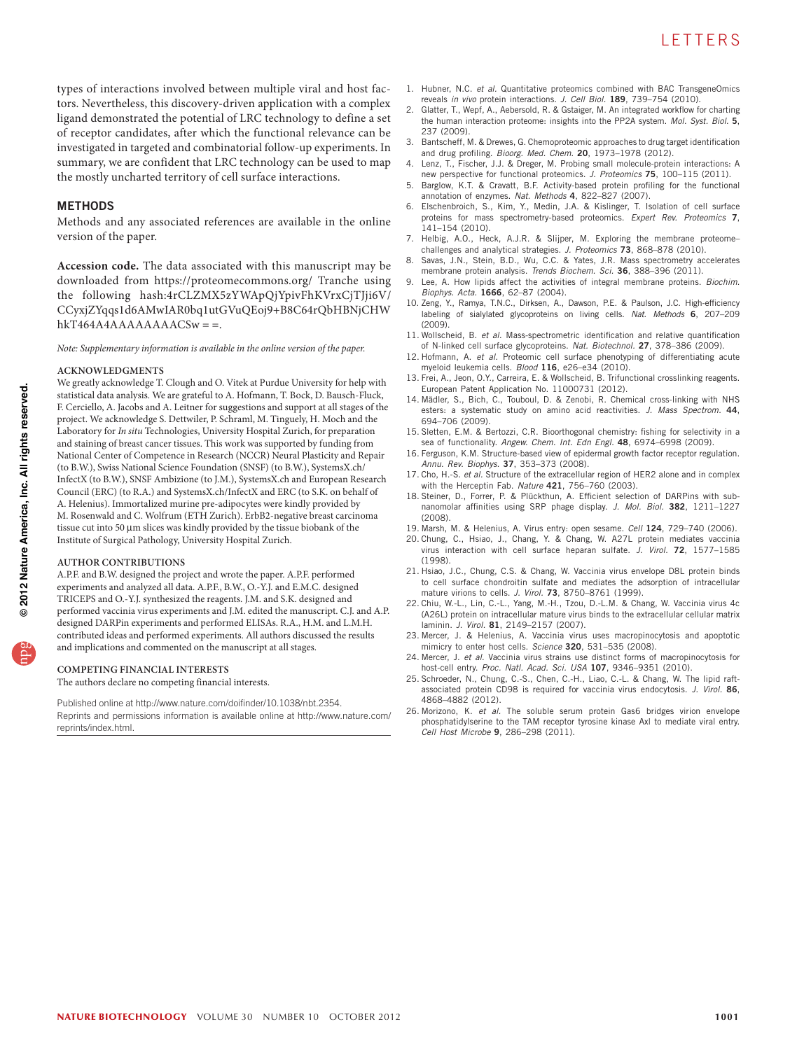types of interactions involved between multiple viral and host factors. Nevertheless, this discovery-driven application with a complex ligand demonstrated the potential of LRC technology to define a set of receptor candidates, after which the functional relevance can be investigated in targeted and combinatorial follow-up experiments. In summary, we are confident that LRC technology can be used to map the mostly uncharted territory of cell surface interactions.

## METHODS

Methods and any associated references are available in the online version of the paper.

**Accession code.** The data associated with this manuscript may be downloaded from https://proteomecommons.org/ Tranche using the following hash:4rCLZMX5zYWApQjYpivFhKVrxCjTJji6V/CCyxjZYqqs1d6AMwIAR0bq1utGVuQEoj9+B8C64rQbHBNjCHWhkT464A4AAAAAAAACSw = =.

*Note: Supplementary information is available in the online version of the paper.*

### ACKNOWLEDGMENTS

We greatly acknowledge T. Clough and O. Vitek at Purdue University for help with statistical data analysis. We are grateful to A. Hofmann, T. Bock, D. Bausch-Fluck, F. Cerciello, A. Jacobs and A. Leitner for suggestions and support at all stages of the project. We acknowledge S. Dettwiler, P. Schraml, M. Tinguely, H. Moch and the Laboratory for *In situ* Technologies, University Hospital Zurich, for preparation and staining of breast cancer tissues. This work was supported by funding from National Center of Competence in Research (NCCR) Neural Plasticity and Repair (to B.W.), Swiss National Science Foundation (SNSF) (to B.W.), SystemsX.ch/InfectX (to B.W.), SNSF Ambizione (to J.M.), SystemsX.ch and European Research Council (ERC) (to R.A.) and SystemsX.ch/InfectX and ERC (to S.K. on behalf of A. Helenius). Immortalized murine pre-adipocytes were kindly provided by M. Rosenwald and C. Wolfrum (ETH Zurich). ErbB2-negative breast carcinoma tissue cut into 50 μm slices was kindly provided by the tissue biobank of the Institute of Surgical Pathology, University Hospital Zurich.

### AUTHOR CONTRIBUTIONS

A.P.F. and B.W. designed the project and wrote the paper. A.P.F. performed experiments and analyzed all data. A.P.F., B.W., O.-Y.J. and E.M.C. designed TRICEPS and O.-Y.J. synthesized the reagents. J.M. and S.K. designed and performed vaccinia virus experiments and J.M. edited the manuscript. C.J. and A.P. designed DARPin experiments and performed ELISAs. R.A., H.M. and L.M.H. contributed ideas and performed experiments. All authors discussed the results and implications and commented on the manuscript at all stages.

### COMPETING FINANCIAL INTERESTS

The authors declare no competing financial interests.

Published online at http://www.nature.com/doifinder/10.1038/nbt.2354.
Reprints and permissions information is available online at http://www.nature.com/reprints/index.html.

1. Hubner, N.C. *et al.* Quantitative proteomics combined with BAC TransgeneOmics reveals *in vivo* protein interactions. *J. Cell Biol.* **189**, 739–754 (2010).
2. Glatter, T., Wepf, A., Aebersold, R. & Gstaiger, M. An integrated workflow for charting the human interaction proteome: insights into the PP2A system. *Mol. Syst. Biol.* **5**, 237 (2009).
3. Bantscheff, M. & Drewes, G. Chemoproteomic approaches to drug target identification and drug profiling. *Bioorg. Med. Chem.* **20**, 1973–1978 (2012).
4. Lenz, T., Fischer, J.J. & Dreger, M. Probing small molecule-protein interactions: A new perspective for functional proteomics. *J. Proteomics* **75**, 100–115 (2011).
5. Barglow, K.T. & Cravatt, B.F. Activity-based protein profiling for the functional annotation of enzymes. *Nat. Methods* **4**, 822–827 (2007).
6. Elschenbroich, S., Kim, Y., Medin, J.A. & Kislinger, T. Isolation of cell surface proteins for mass spectrometry-based proteomics. *Expert Rev. Proteomics* **7**, 141–154 (2010).
7. Helbig, A.O., Heck, A.J.R. & Slijper, M. Exploring the membrane proteome–challenges and analytical strategies. *J. Proteomics* **73**, 868–878 (2010).
8. Savas, J.N., Stein, B.D., Wu, C.C. & Yates, J.R. Mass spectrometry accelerates membrane protein analysis. *Trends Biochem. Sci.* **36**, 388–396 (2011).
9. Lee, A. How lipids affect the activities of integral membrane proteins. *Biochim. Biophys. Acta.* **1666**, 62–87 (2004).
10. Zeng, Y., Ramya, T.N.C., Dirksen, A., Dawson, P.E. & Paulson, J.C. High-efficiency labeling of sialylated glycoproteins on living cells. *Nat. Methods* **6**, 207–209 (2009).
11. Wollscheid, B. *et al.* Mass-spectrometric identification and relative quantification of N-linked cell surface glycoproteins. *Nat. Biotechnol.* **27**, 378–386 (2009).
12. Hofmann, A. *et al.* Proteomic cell surface phenotyping of differentiating acute myeloid leukemia cells. *Blood* **116**, e26–e34 (2010).
13. Frei, A., Jeon, O.Y., Carreira, E. & Wollscheid, B. Trifunctional crosslinking reagents. European Patent Application No. 11000731 (2012).
14. Mädler, S., Bich, C., Touboul, D. & Zenobi, R. Chemical cross-linking with NHS esters: a systematic study on amino acid reactivities. *J. Mass Spectrom.* **44**, 694–706 (2009).
15. Sletten, E.M. & Bertozzi, C.R. Bioorthogonal chemistry: fishing for selectivity in a sea of functionality. *Angew. Chem. Int. Edn Engl.* **48**, 6974–6998 (2009).
16. Ferguson, K.M. Structure-based view of epidermal growth factor receptor regulation. *Annu. Rev. Biophys.* **37**, 353–373 (2008).
17. Cho, H.-S. *et al.* Structure of the extracellular region of HER2 alone and in complex with the Herceptin Fab. *Nature* **421**, 756–760 (2003).
18. Steiner, D., Forrer, P. & Plückthun, A. Efficient selection of DARPins with subnanomolar affinities using SRP phage display. *J. Mol. Biol.* **382**, 1211–1227 (2008).
19. Marsh, M. & Helenius, A. Virus entry: open sesame. *Cell* **124**, 729–740 (2006).
20. Chung, C., Hsiao, J., Chang, Y. & Chang, W. A27L protein mediates vaccinia virus interaction with cell surface heparan sulfate. *J. Virol.* **72**, 1577–1585 (1998).
21. Hsiao, J.C., Chung, C.S. & Chang, W. Vaccinia virus envelope D8L protein binds to cell surface chondroitin sulfate and mediates the adsorption of intracellular mature virions to cells. *J. Virol.* **73**, 8750–8761 (1999).
22. Chiu, W.-L., Lin, C.-L., Yang, M.-H., Tzou, D.-L.M. & Chang, W. Vaccinia virus 4c (A26L) protein on intracellular mature virus binds to the extracellular cellular matrix laminin. *J. Virol.* **81**, 2149–2157 (2007).
23. Mercer, J. & Helenius, A. Vaccinia virus uses macropinocytosis and apoptotic mimicry to enter host cells. *Science* **320**, 531–535 (2008).
24. Mercer, J. *et al.* Vaccinia virus strains use distinct forms of macropinocytosis for host-cell entry. *Proc. Natl. Acad. Sci. USA* **107**, 9346–9351 (2010).
25. Schroeder, N., Chung, C.-S., Chen, C.-H., Liao, C.-L. & Chang, W. The lipid raft-associated protein CD98 is required for vaccinia virus endocytosis. *J. Virol.* **86**, 4868–4882 (2012).
26. Morizono, K. *et al.* The soluble serum protein Gas6 bridges virion envelope phosphatidylserine to the TAM receptor tyrosine kinase Axl to mediate viral entry. *Cell Host Microbe* **9**, 286–298 (2011).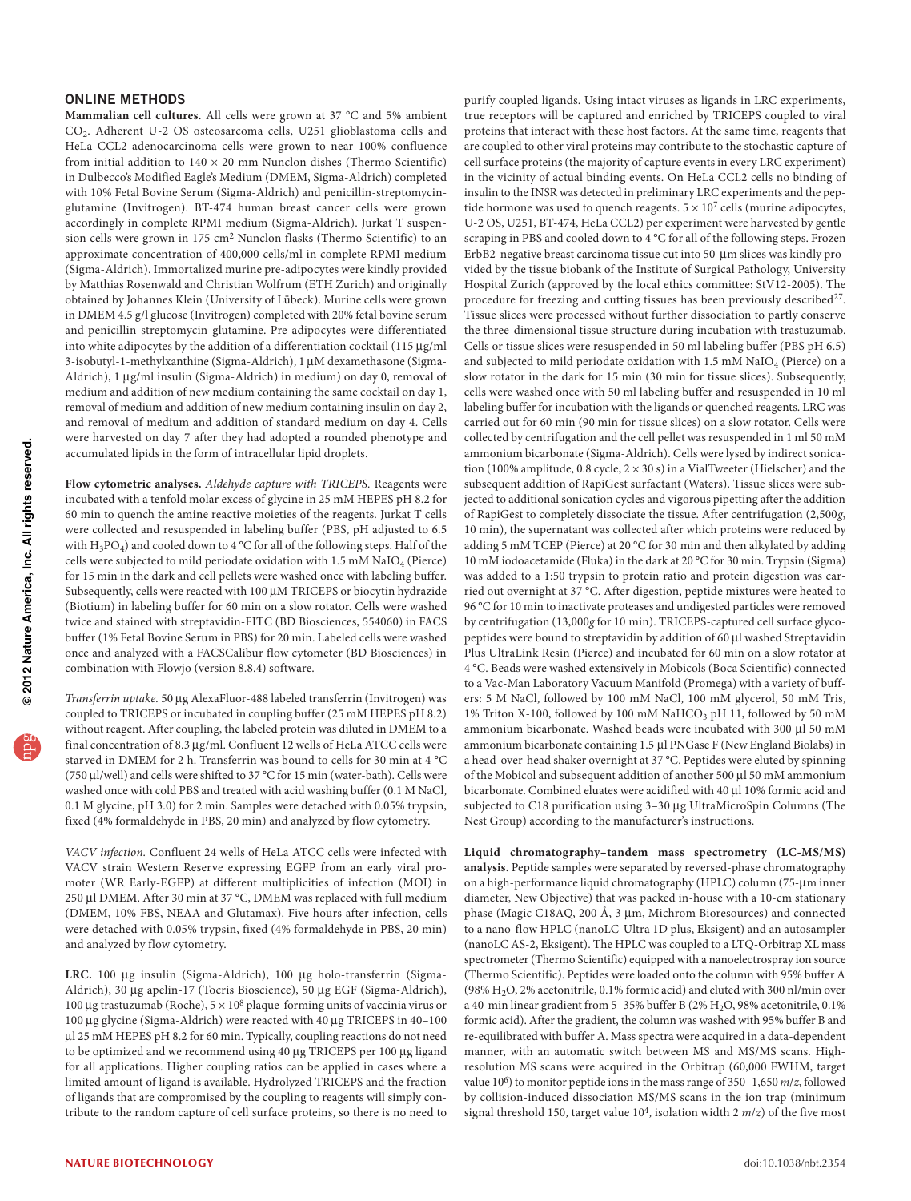## ONLINE METHODS

**Mammalian cell cultures.** All cells were grown at 37 °C and 5% ambient $CO_2$. Adherent U-2 OS osteosarcoma cells, U251 glioblastoma cells and HeLa CCL2 adenocarcinoma cells were grown to near 100% confluence from initial addition to 140 × 20 mm Nunclon dishes (Thermo Scientific) in Dulbecco's Modified Eagle's Medium (DMEM, Sigma-Aldrich) completed with 10% Fetal Bovine Serum (Sigma-Aldrich) and penicillin-streptomycin-glutamine (Invitrogen). BT-474 human breast cancer cells were grown accordingly in complete RPMI medium (Sigma-Aldrich). Jurkat T suspension cells were grown in 175 cm² Nunclon flasks (Thermo Scientific) to an approximate concentration of 400,000 cells/ml in complete RPMI medium (Sigma-Aldrich). Immortalized murine pre-adipocytes were kindly provided by Matthias Rosenwald and Christian Wolfrum (ETH Zurich) and originally obtained by Johannes Klein (University of Lübeck). Murine cells were grown in DMEM 4.5 g/l glucose (Invitrogen) completed with 20% fetal bovine serum and penicillin-streptomycin-glutamine. Pre-adipocytes were differentiated into white adipocytes by the addition of a differentiation cocktail (115 µg/ml 3-isobutyl-1-methylxanthine (Sigma-Aldrich), 1 µM dexamethasone (Sigma-Aldrich), 1 µg/ml insulin (Sigma-Aldrich) in medium) on day 0, removal of medium and addition of new medium containing the same cocktail on day 1, removal of medium and addition of new medium containing insulin on day 2, and removal of medium and addition of standard medium on day 4. Cells were harvested on day 7 after they had adopted a rounded phenotype and accumulated lipids in the form of intracellular lipid droplets.

**Flow cytometric analyses.** *Aldehyde capture with TRICEPS.* Reagents were incubated with a tenfold molar excess of glycine in 25 mM HEPES pH 8.2 for 60 min to quench the amine reactive moieties of the reagents. Jurkat T cells were collected and resuspended in labeling buffer (PBS, pH adjusted to 6.5 with $H_3PO_4$) and cooled down to 4 °C for all of the following steps. Half of the cells were subjected to mild periodate oxidation with 1.5 mM $NaIO_4$ (Pierce) for 15 min in the dark and cell pellets were washed once with labeling buffer. Subsequently, cells were reacted with 100 µM TRICEPS or biocytin hydrazide (Biotium) in labeling buffer for 60 min on a slow rotator. Cells were washed twice and stained with streptavidin-FITC (BD Biosciences, 554060) in FACS buffer (1% Fetal Bovine Serum in PBS) for 20 min. Labeled cells were washed once and analyzed with a FACSCalibur flow cytometer (BD Biosciences) in combination with Flowjo (version 8.8.4) software.

*Transferrin uptake.* 50 µg AlexaFluor-488 labeled transferrin (Invitrogen) was coupled to TRICEPS or incubated in coupling buffer (25 mM HEPES pH 8.2) without reagent. After coupling, the labeled protein was diluted in DMEM to a final concentration of 8.3 µg/ml. Confluent 12 wells of HeLa ATCC cells were starved in DMEM for 2 h. Transferrin was bound to cells for 30 min at 4 °C (750 µl/well) and cells were shifted to 37 °C for 15 min (water-bath). Cells were washed once with cold PBS and treated with acid washing buffer (0.1 M NaCl, 0.1 M glycine, pH 3.0) for 2 min. Samples were detached with 0.05% trypsin, fixed (4% formaldehyde in PBS, 20 min) and analyzed by flow cytometry.

*VACV infection.* Confluent 24 wells of HeLa ATCC cells were infected with VACV strain Western Reserve expressing EGFP from an early viral promoter (WR Early-EGFP) at different multiplicities of infection (MOI) in 250 µl DMEM. After 30 min at 37 °C, DMEM was replaced with full medium (DMEM, 10% FBS, NEAA and Glutamax). Five hours after infection, cells were detached with 0.05% trypsin, fixed (4% formaldehyde in PBS, 20 min) and analyzed by flow cytometry.

**LRC.** 100 µg insulin (Sigma-Aldrich), 100 µg holo-transferrin (Sigma-Aldrich), 30 µg apelin-17 (Tocris Bioscience), 50 µg EGF (Sigma-Aldrich), 100 µg trastuzumab (Roche), $5 \times 10^8$ plaque-forming units of vaccinia virus or 100 µg glycine (Sigma-Aldrich) were reacted with 40 µg TRICEPS in 40–100 µl 25 mM HEPES pH 8.2 for 60 min. Typically, coupling reactions do not need to be optimized and we recommend using 40 µg TRICEPS per 100 µg ligand for all applications. Higher coupling ratios can be applied in cases where a limited amount of ligand is available. Hydrolyzed TRICEPS and the fraction of ligands that are compromised by the coupling to reagents will simply contribute to the random capture of cell surface proteins, so there is no need to purify coupled ligands. Using intact viruses as ligands in LRC experiments, true receptors will be captured and enriched by TRICEPS coupled to viral proteins that interact with these host factors. At the same time, reagents that are coupled to other viral proteins may contribute to the stochastic capture of cell surface proteins (the majority of capture events in every LRC experiment) in the vicinity of actual binding events. On HeLa CCL2 cells no binding of insulin to the INSR was detected in preliminary LRC experiments and the peptide hormone was used to quench reagents. $5 \times 10^7$ cells (murine adipocytes, U-2 OS, U251, BT-474, HeLa CCL2) per experiment were harvested by gentle scraping in PBS and cooled down to 4 °C for all of the following steps. Frozen ErbB2-negative breast carcinoma tissue cut into 50-µm slices was kindly provided by the tissue biobank of the Institute of Surgical Pathology, University Hospital Zurich (approved by the local ethics committee: StV12-2005). The procedure for freezing and cutting tissues has been previously described[27]. Tissue slices were processed without further dissociation to partly conserve the three-dimensional tissue structure during incubation with trastuzumab. Cells or tissue slices were resuspended in 50 ml labeling buffer (PBS pH 6.5) and subjected to mild periodate oxidation with 1.5 mM $NaIO_4$ (Pierce) on a slow rotator in the dark for 15 min (30 min for tissue slices). Subsequently, cells were washed once with 50 ml labeling buffer and resuspended in 10 ml labeling buffer for incubation with the ligands or quenched reagents. LRC was carried out for 60 min (90 min for tissue slices) on a slow rotator. Cells were collected by centrifugation and the cell pellet was resuspended in 1 ml 50 mM ammonium bicarbonate (Sigma-Aldrich). Cells were lysed by indirect sonication (100% amplitude, 0.8 cycle, 2 × 30 s) in a VialTweeter (Hielscher) and the subsequent addition of RapiGest surfactant (Waters). Tissue slices were subjected to additional sonication cycles and vigorous pipetting after the addition of RapiGest to completely dissociate the tissue. After centrifugation (2,500*g*, 10 min), the supernatant was collected after which proteins were reduced by adding 5 mM TCEP (Pierce) at 20 °C for 30 min and then alkylated by adding 10 mM iodoacetamide (Fluka) in the dark at 20 °C for 30 min. Trypsin (Sigma) was added to a 1:50 trypsin to protein ratio and protein digestion was carried out overnight at 37 °C. After digestion, peptide mixtures were heated to 96 °C for 10 min to inactivate proteases and undigested particles were removed by centrifugation (13,000*g* for 10 min). TRICEPS-captured cell surface glycopeptides were bound to streptavidin by addition of 60 µl washed Streptavidin Plus UltraLink Resin (Pierce) and incubated for 60 min on a slow rotator at 4 °C. Beads were washed extensively in Mobicols (Boca Scientific) connected to a Vac-Man Laboratory Vacuum Manifold (Promega) with a variety of buffers: 5 M NaCl, followed by 100 mM NaCl, 100 mM glycerol, 50 mM Tris, 1% Triton X-100, followed by 100 mM $NaHCO_3$ pH 11, followed by 50 mM ammonium bicarbonate. Washed beads were incubated with 300 µl 50 mM ammonium bicarbonate containing 1.5 µl PNGase F (New England Biolabs) in a head-over-head shaker overnight at 37 °C. Peptides were eluted by spinning of the Mobicol and subsequent addition of another 500 µl 50 mM ammonium bicarbonate. Combined eluates were acidified with 40 µl 10% formic acid and subjected to C18 purification using 3–30 µg UltraMicroSpin Columns (The Nest Group) according to the manufacturer's instructions.

**Liquid chromatography–tandem mass spectrometry (LC-MS/MS) analysis.** Peptide samples were separated by reversed-phase chromatography on a high-performance liquid chromatography (HPLC) column (75-µm inner diameter, New Objective) that was packed in-house with a 10-cm stationary phase (Magic C18AQ, 200 Å, 3 µm, Michrom Bioresources) and connected to a nano-flow HPLC (nanoLC-Ultra 1D plus, Eksigent) and an autosampler (nanoLC AS-2, Eksigent). The HPLC was coupled to a LTQ-Orbitrap XL mass spectrometer (Thermo Scientific) equipped with a nanoelectrospray ion source (Thermo Scientific). Peptides were loaded onto the column with 95% buffer A (98% $H_2O$, 2% acetonitrile, 0.1% formic acid) and eluted with 300 nl/min over a 40-min linear gradient from 5–35% buffer B (2% $H_2O$, 98% acetonitrile, 0.1% formic acid). After the gradient, the column was washed with 95% buffer B and re-equilibrated with buffer A. Mass spectra were acquired in a data-dependent manner, with an automatic switch between MS and MS/MS scans. High-resolution MS scans were acquired in the Orbitrap (60,000 FWHM, target value $10^6$) to monitor peptide ions in the mass range of 350–1,650 *m*/*z*, followed by collision-induced dissociation MS/MS scans in the ion trap (minimum signal threshold 150, target value $10^4$, isolation width 2 *m*/*z*) of the five most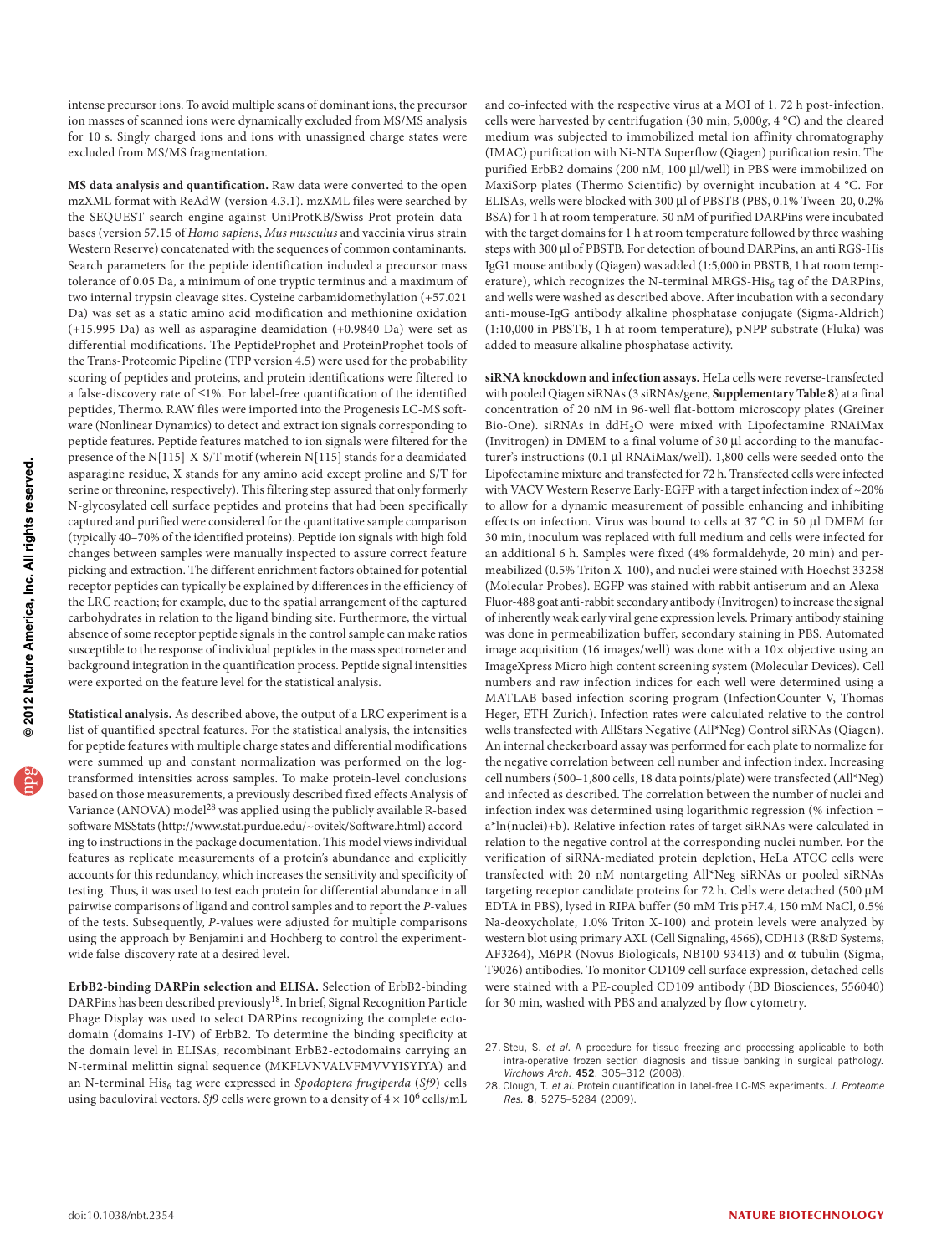intense precursor ions. To avoid multiple scans of dominant ions, the precursor ion masses of scanned ions were dynamically excluded from MS/MS analysis for 10 s. Singly charged ions and ions with unassigned charge states were excluded from MS/MS fragmentation.

**MS data analysis and quantification.** Raw data were converted to the open mzXML format with ReAdW (version 4.3.1). mzXML files were searched by the SEQUEST search engine against UniProtKB/Swiss-Prot protein databases (version 57.15 of *Homo sapiens*, *Mus musculus* and vaccinia virus strain Western Reserve) concatenated with the sequences of common contaminants. Search parameters for the peptide identification included a precursor mass tolerance of 0.05 Da, a minimum of one tryptic terminus and a maximum of two internal trypsin cleavage sites. Cysteine carbamidomethylation (+57.021 Da) was set as a static amino acid modification and methionine oxidation (+15.995 Da) as well as asparagine deamidation (+0.9840 Da) were set as differential modifications. The PeptideProphet and ProteinProphet tools of the Trans-Proteomic Pipeline (TPP version 4.5) were used for the probability scoring of peptides and proteins, and protein identifications were filtered to a false-discovery rate of ≤1%. For label-free quantification of the identified peptides, Thermo. RAW files were imported into the Progenesis LC-MS software (Nonlinear Dynamics) to detect and extract ion signals corresponding to peptide features. Peptide features matched to ion signals were filtered for the presence of the N[115]-X-S/T motif (wherein N[115] stands for a deamidated asparagine residue, X stands for any amino acid except proline and S/T for serine or threonine, respectively). This filtering step assured that only formerly N-glycosylated cell surface peptides and proteins that had been specifically captured and purified were considered for the quantitative sample comparison (typically 40–70% of the identified proteins). Peptide ion signals with high fold changes between samples were manually inspected to assure correct feature picking and extraction. The different enrichment factors obtained for potential receptor peptides can typically be explained by differences in the efficiency of the LRC reaction; for example, due to the spatial arrangement of the captured carbohydrates in relation to the ligand binding site. Furthermore, the virtual absence of some receptor peptide signals in the control sample can make ratios susceptible to the response of individual peptides in the mass spectrometer and background integration in the quantification process. Peptide signal intensities were exported on the feature level for the statistical analysis.

**Statistical analysis.** As described above, the output of a LRC experiment is a list of quantified spectral features. For the statistical analysis, the intensities for peptide features with multiple charge states and differential modifications were summed up and constant normalization was performed on the log-transformed intensities across samples. To make protein-level conclusions based on those measurements, a previously described fixed effects Analysis of Variance (ANOVA) model[28] was applied using the publicly available R-based software MSStats (http://www.stat.purdue.edu/~ovitek/Software.html) according to instructions in the package documentation. This model views individual features as replicate measurements of a protein's abundance and explicitly accounts for this redundancy, which increases the sensitivity and specificity of testing. Thus, it was used to test each protein for differential abundance in all pairwise comparisons of ligand and control samples and to report the *P*-values of the tests. Subsequently, *P*-values were adjusted for multiple comparisons using the approach by Benjamini and Hochberg to control the experiment-wide false-discovery rate at a desired level.

**ErbB2-binding DARPin selection and ELISA.** Selection of ErbB2-binding DARPins has been described previously[18]. In brief, Signal Recognition Particle Phage Display was used to select DARPins recognizing the complete ectodomain (domains I-IV) of ErbB2. To determine the binding specificity at the domain level in ELISAs, recombinant ErbB2-ectodomains carrying an N-terminal melittin signal sequence (MKFLVNVALVFMVVYISYIYA) and an N-terminal $His_6$ tag were expressed in *Spodoptera frugiperda* (*Sf*9) cells using baculoviral vectors. *Sf*9 cells were grown to a density of $4 \times 10^6$ cells/mL and co-infected with the respective virus at a MOI of 1. 72 h post-infection, cells were harvested by centrifugation (30 min, 5,000*g*, 4 °C) and the cleared medium was subjected to immobilized metal ion affinity chromatography (IMAC) purification with Ni-NTA Superflow (Qiagen) purification resin. The purified ErbB2 domains (200 nM, 100 µl/well) in PBS were immobilized on MaxiSorp plates (Thermo Scientific) by overnight incubation at 4 °C. For ELISAs, wells were blocked with 300 µl of PBSTB (PBS, 0.1% Tween-20, 0.2% BSA) for 1 h at room temperature. 50 nM of purified DARPins were incubated with the target domains for 1 h at room temperature followed by three washing steps with 300 µl of PBSTB. For detection of bound DARPins, an anti RGS-His IgG1 mouse antibody (Qiagen) was added (1:5,000 in PBSTB, 1 h at room temperature), which recognizes the N-terminal MRGS-$His_6$ tag of the DARPins, and wells were washed as described above. After incubation with a secondary anti-mouse-IgG antibody alkaline phosphatase conjugate (Sigma-Aldrich) (1:10,000 in PBSTB, 1 h at room temperature), pNPP substrate (Fluka) was added to measure alkaline phosphatase activity.

**siRNA knockdown and infection assays.** HeLa cells were reverse-transfected with pooled Qiagen siRNAs (3 siRNAs/gene, **Supplementary Table 8**) at a final concentration of 20 nM in 96-well flat-bottom microscopy plates (Greiner Bio-One). siRNAs in dd$H_2O$ were mixed with Lipofectamine RNAiMax (Invitrogen) in DMEM to a final volume of 30 µl according to the manufacturer's instructions (0.1 µl RNAiMax/well). 1,800 cells were seeded onto the Lipofectamine mixture and transfected for 72 h. Transfected cells were infected with VACV Western Reserve Early-EGFP with a target infection index of ~20% to allow for a dynamic measurement of possible enhancing and inhibiting effects on infection. Virus was bound to cells at 37 °C in 50 µl DMEM for 30 min, inoculum was replaced with full medium and cells were infected for an additional 6 h. Samples were fixed (4% formaldehyde, 20 min) and permeabilized (0.5% Triton X-100), and nuclei were stained with Hoechst 33258 (Molecular Probes). EGFP was stained with rabbit antiserum and an Alexa-Fluor-488 goat anti-rabbit secondary antibody (Invitrogen) to increase the signal of inherently weak early viral gene expression levels. Primary antibody staining was done in permeabilization buffer, secondary staining in PBS. Automated image acquisition (16 images/well) was done with a 10× objective using an ImageXpress Micro high content screening system (Molecular Devices). Cell numbers and raw infection indices for each well were determined using a MATLAB-based infection-scoring program (InfectionCounter V, Thomas Heger, ETH Zurich). Infection rates were calculated relative to the control wells transfected with AllStars Negative (All*Neg) Control siRNAs (Qiagen). An internal checkerboard assay was performed for each plate to normalize for the negative correlation between cell number and infection index. Increasing cell numbers (500–1,800 cells, 18 data points/plate) were transfected (All*Neg) and infected as described. The correlation between the number of nuclei and infection index was determined using logarithmic regression (% infection = a*ln(nuclei)+b). Relative infection rates of target siRNAs were calculated in relation to the negative control at the corresponding nuclei number. For the verification of siRNA-mediated protein depletion, HeLa ATCC cells were transfected with 20 nM nontargeting All*Neg siRNAs or pooled siRNAs targeting receptor candidate proteins for 72 h. Cells were detached (500 µM EDTA in PBS), lysed in RIPA buffer (50 mM Tris pH7.4, 150 mM NaCl, 0.5% Na-deoxycholate, 1.0% Triton X-100) and protein levels were analyzed by western blot using primary AXL (Cell Signaling, 4566), CDH13 (R&D Systems, AF3264), M6PR (Novus Biologicals, NB100-93413) and α-tubulin (Sigma, T9026) antibodies. To monitor CD109 cell surface expression, detached cells were stained with a PE-coupled CD109 antibody (BD Biosciences, 556040) for 30 min, washed with PBS and analyzed by flow cytometry.

27. Steu, S. *et al*. A procedure for tissue freezing and processing applicable to both intra-operative frozen section diagnosis and tissue banking in surgical pathology. *Virchows Arch.* **452**, 305–312 (2008).
28. Clough, T. *et al*. Protein quantification in label-free LC-MS experiments. *J. Proteome Res.* **8**, 5275–5284 (2009).